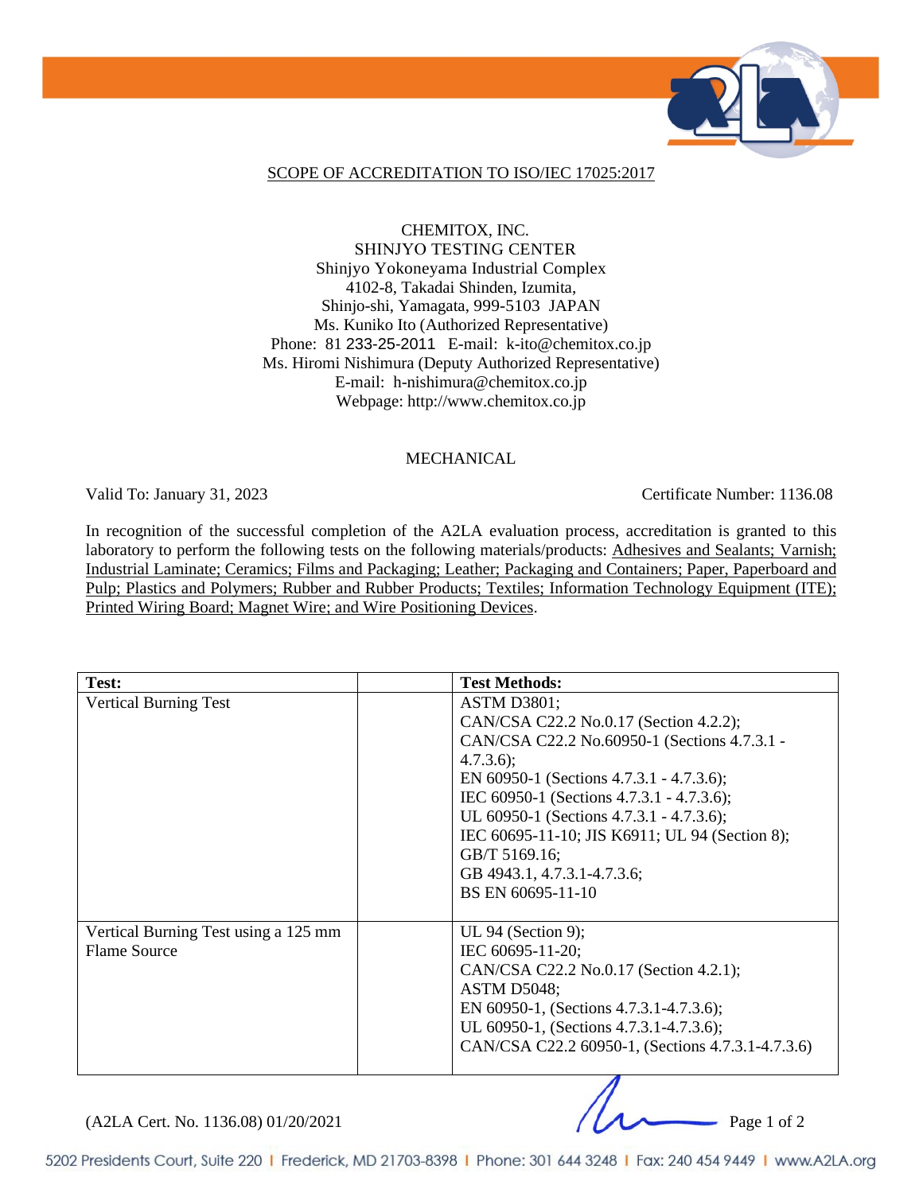SCOPE OF ACCREDITATION TO ISO/IEC 17025:2017

CHEMITOX, INC.
SHINJYO TESTING CENTER
Shinjyo Yokoneyama Industrial Complex
4102-8, Takadai Shinden, Izumita,
Shinjo-shi, Yamagata, 999-5103 JAPAN
Ms. Kuniko Ito (Authorized Representative)
Phone: 81 233-25-2011 E-mail: k-ito@chemitox.co.jp
Ms. Hiromi Nishimura (Deputy Authorized Representative)
E-mail: h-nishimura@chemitox.co.jp
Webpage: http://www.chemitox.co.jp

MECHANICAL

Valid To: January 31, 2023 Certificate Number: 1136.08

In recognition of the successful completion of the A2LA evaluation process, accreditation is granted to this laboratory to perform the following tests on the following materials/products: Adhesives and Sealants; Varnish; Industrial Laminate; Ceramics; Films and Packaging; Leather; Packaging and Containers; Paper, Paperboard and Pulp; Plastics and Polymers; Rubber and Rubber Products; Textiles; Information Technology Equipment (ITE); Printed Wiring Board; Magnet Wire; and Wire Positioning Devices.

| Test: | | Test Methods: |
|---|---|---|
| Vertical Burning Test | | ASTM D3801;<br>CAN/CSA C22.2 No.0.17 (Section 4.2.2);<br>CAN/CSA C22.2 No.60950-1 (Sections 4.7.3.1 - 4.7.3.6);<br>EN 60950-1 (Sections 4.7.3.1 - 4.7.3.6);<br>IEC 60950-1 (Sections 4.7.3.1 - 4.7.3.6);<br>UL 60950-1 (Sections 4.7.3.1 - 4.7.3.6);<br>IEC 60695-11-10; JIS K6911; UL 94 (Section 8);<br>GB/T 5169.16;<br>GB 4943.1, 4.7.3.1-4.7.3.6;<br>BS EN 60695-11-10 |
| Vertical Burning Test using a 125 mm Flame Source | | UL 94 (Section 9);<br>IEC 60695-11-20;<br>CAN/CSA C22.2 No.0.17 (Section 4.2.1);<br>ASTM D5048;<br>EN 60950-1, (Sections 4.7.3.1-4.7.3.6);<br>UL 60950-1, (Sections 4.7.3.1-4.7.3.6);<br>CAN/CSA C22.2 60950-1, (Sections 4.7.3.1-4.7.3.6) |

(A2LA Cert. No. 1136.08) 01/20/2021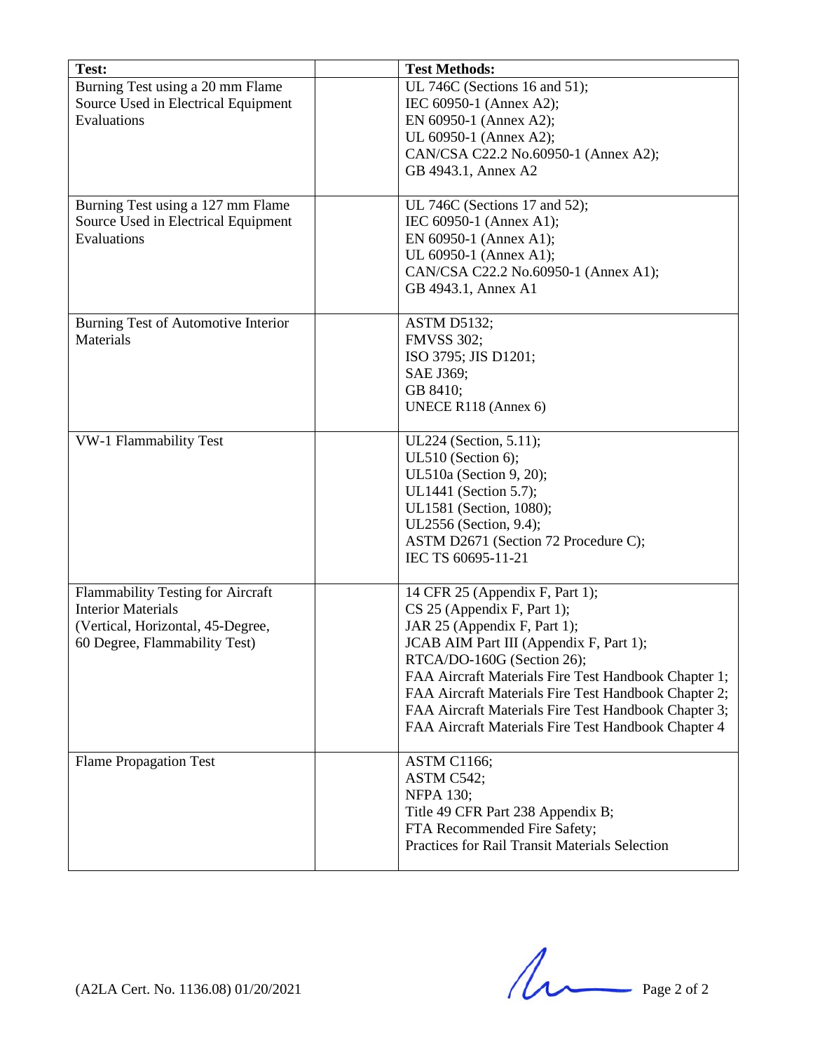| Test: | | Test Methods: |
|---|---|---|
| Burning Test using a 20 mm Flame Source Used in Electrical Equipment Evaluations | | UL 746C (Sections 16 and 51); IEC 60950-1 (Annex A2); EN 60950-1 (Annex A2); UL 60950-1 (Annex A2); CAN/CSA C22.2 No.60950-1 (Annex A2); GB 4943.1, Annex A2 |
| Burning Test using a 127 mm Flame Source Used in Electrical Equipment Evaluations | | UL 746C (Sections 17 and 52); IEC 60950-1 (Annex A1); EN 60950-1 (Annex A1); UL 60950-1 (Annex A1); CAN/CSA C22.2 No.60950-1 (Annex A1); GB 4943.1, Annex A1 |
| Burning Test of Automotive Interior Materials | | ASTM D5132; FMVSS 302; ISO 3795; JIS D1201; SAE J369; GB 8410; UNECE R118 (Annex 6) |
| VW-1 Flammability Test | | UL224 (Section, 5.11); UL510 (Section 6); UL510a (Section 9, 20); UL1441 (Section 5.7); UL1581 (Section, 1080); UL2556 (Section, 9.4); ASTM D2671 (Section 72 Procedure C); IEC TS 60695-11-21 |
| Flammability Testing for Aircraft Interior Materials (Vertical, Horizontal, 45-Degree, 60 Degree, Flammability Test) | | 14 CFR 25 (Appendix F, Part 1); CS 25 (Appendix F, Part 1); JAR 25 (Appendix F, Part 1); JCAB AIM Part III (Appendix F, Part 1); RTCA/DO-160G (Section 26); FAA Aircraft Materials Fire Test Handbook Chapter 1; FAA Aircraft Materials Fire Test Handbook Chapter 2; FAA Aircraft Materials Fire Test Handbook Chapter 3; FAA Aircraft Materials Fire Test Handbook Chapter 4 |
| Flame Propagation Test | | ASTM C1166; ASTM C542; NFPA 130; Title 49 CFR Part 238 Appendix B; FTA Recommended Fire Safety; Practices for Rail Transit Materials Selection |

(A2LA Cert. No. 1136.08) 01/20/2021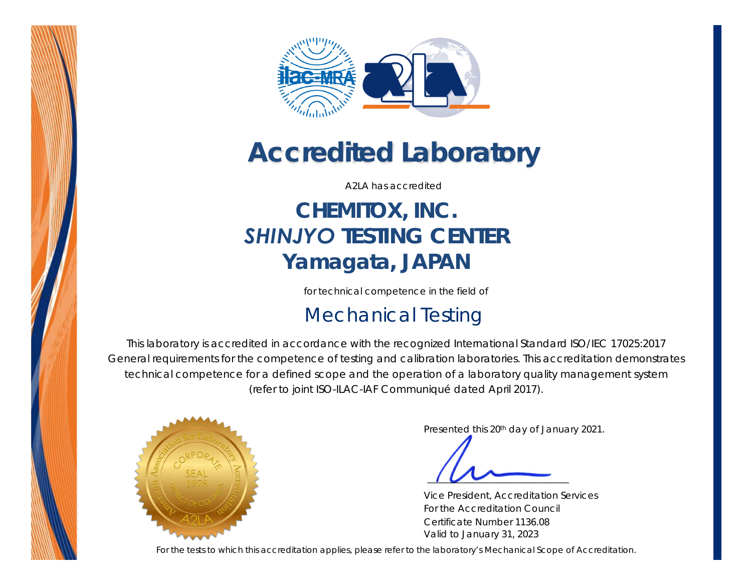# Accredited Laboratory

A2LA has accredited

## CHEMITOX, INC.
## *SHINJYO* TESTING CENTER
## Yamagata, JAPAN

for technical competence in the field of

## Mechanical Testing

This laboratory is accredited in accordance with the recognized International Standard ISO/IEC 17025:2017 General requirements for the competence of testing and calibration laboratories. This accreditation demonstrates technical competence for a defined scope and the operation of a laboratory quality management system (refer to joint ISO-ILAC-IAF Communiqué dated April 2017).

Presented this 20th day of January 2021.

Vice President, Accreditation Services
For the Accreditation Council
Certificate Number 1136.08
Valid to January 31, 2023

For the tests to which this accreditation applies, please refer to the laboratory's Mechanical Scope of Accreditation.